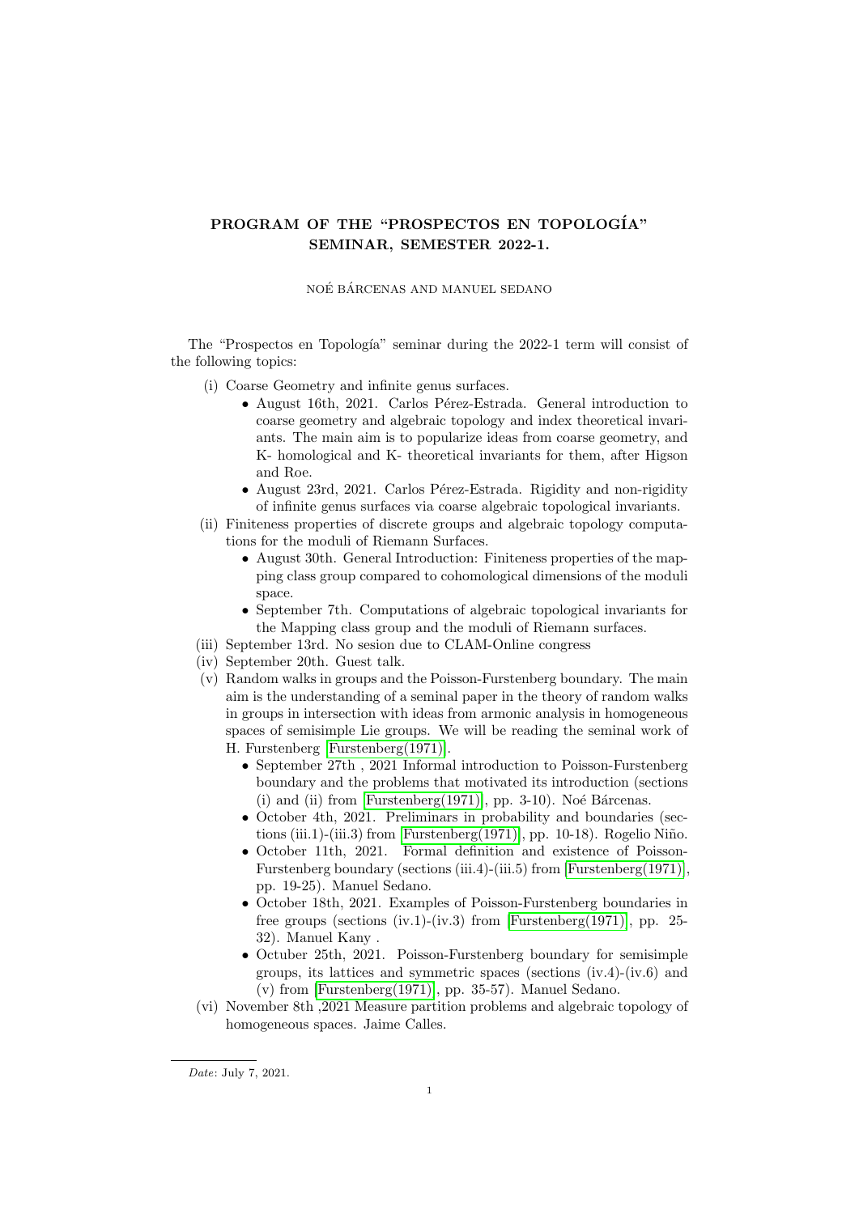# PROGRAM OF THE "PROSPECTOS EN TOPOLOGÍA" SEMINAR, SEMESTER 2022-1.

NOÉ BÁRCENAS AND MANUEL SEDANO

The "Prospectos en Topología" seminar during the 2022-1 term will consist of the following topics:

(i) Coarse Geometry and infinite genus surfaces.
  - August 16th, 2021. Carlos Pérez-Estrada. General introduction to coarse geometry and algebraic topology and index theoretical invariants. The main aim is to popularize ideas from coarse geometry, and K- homological and K- theoretical invariants for them, after Higson and Roe.
  - August 23rd, 2021. Carlos Pérez-Estrada. Rigidity and non-rigidity of infinite genus surfaces via coarse algebraic topological invariants.

(ii) Finiteness properties of discrete groups and algebraic topology computations for the moduli of Riemann Surfaces.
  - August 30th. General Introduction: Finiteness properties of the mapping class group compared to cohomological dimensions of the moduli space.
  - September 7th. Computations of algebraic topological invariants for the Mapping class group and the moduli of Riemann surfaces.

(iii) September 13rd. No sesion due to CLAM-Online congress

(iv) September 20th. Guest talk.

(v) Random walks in groups and the Poisson-Furstenberg boundary. The main aim is the understanding of a seminal paper in the theory of random walks in groups in intersection with ideas from armonic analysis in homogeneous spaces of semisimple Lie groups. We will be reading the seminal work of H. Furstenberg [Furstenberg(1971)].
  - September 27th , 2021 Informal introduction to Poisson-Furstenberg boundary and the problems that motivated its introduction (sections (i) and (ii) from [Furstenberg(1971)], pp. 3-10). Noé Bárcenas.
  - October 4th, 2021. Preliminars in probability and boundaries (sections (iii.1)-(iii.3) from [Furstenberg(1971)], pp. 10-18). Rogelio Niño.
  - October 11th, 2021. Formal definition and existence of Poisson-Furstenberg boundary (sections (iii.4)-(iii.5) from [Furstenberg(1971)], pp. 19-25). Manuel Sedano.
  - October 18th, 2021. Examples of Poisson-Furstenberg boundaries in free groups (sections (iv.1)-(iv.3) from [Furstenberg(1971)], pp. 25-32). Manuel Kany .
  - Octuber 25th, 2021. Poisson-Furstenberg boundary for semisimple groups, its lattices and symmetric spaces (sections (iv.4)-(iv.6) and (v) from [Furstenberg(1971)], pp. 35-57). Manuel Sedano.

(vi) November 8th ,2021 Measure partition problems and algebraic topology of homogeneous spaces. Jaime Calles.

*Date*: July 7, 2021.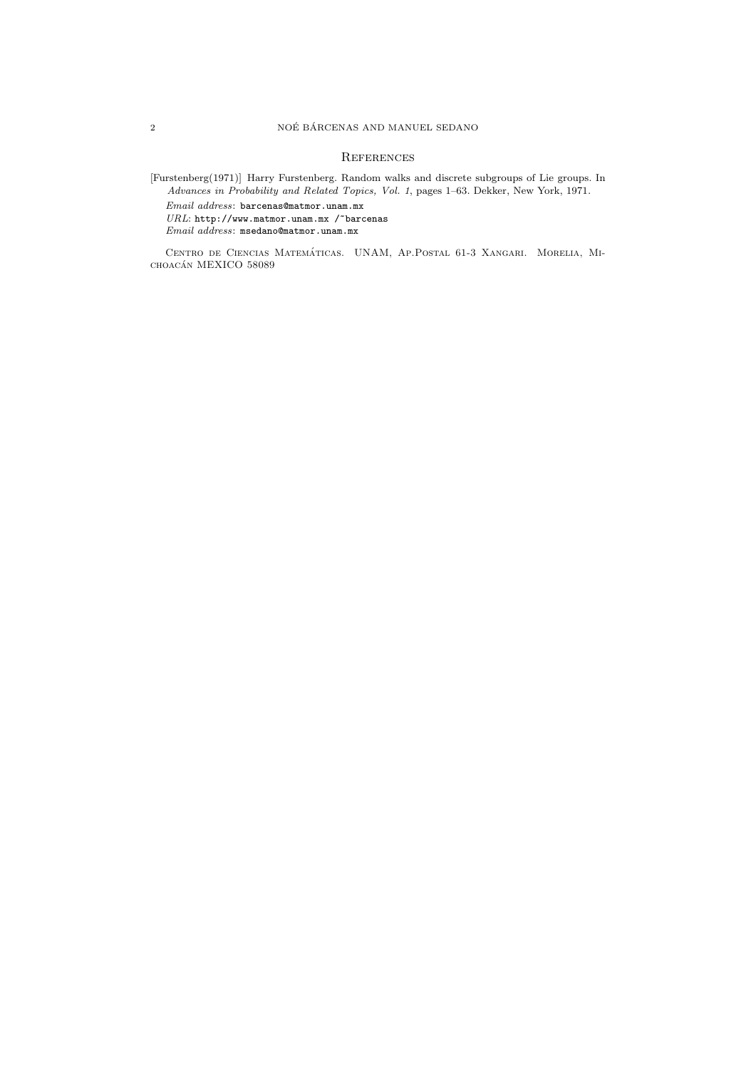## References

[Furstenberg(1971)] Harry Furstenberg. Random walks and discrete subgroups of Lie groups. In *Advances in Probability and Related Topics, Vol. 1*, pages 1–63. Dekker, New York, 1971.

*Email address*: barcenas@matmor.unam.mx
*URL*: http://www.matmor.unam.mx /~barcenas
*Email address*: msedano@matmor.unam.mx

Centro de Ciencias Matemáticas. UNAM, Ap.Postal 61-3 Xangari. Morelia, Michoacán MEXICO 58089